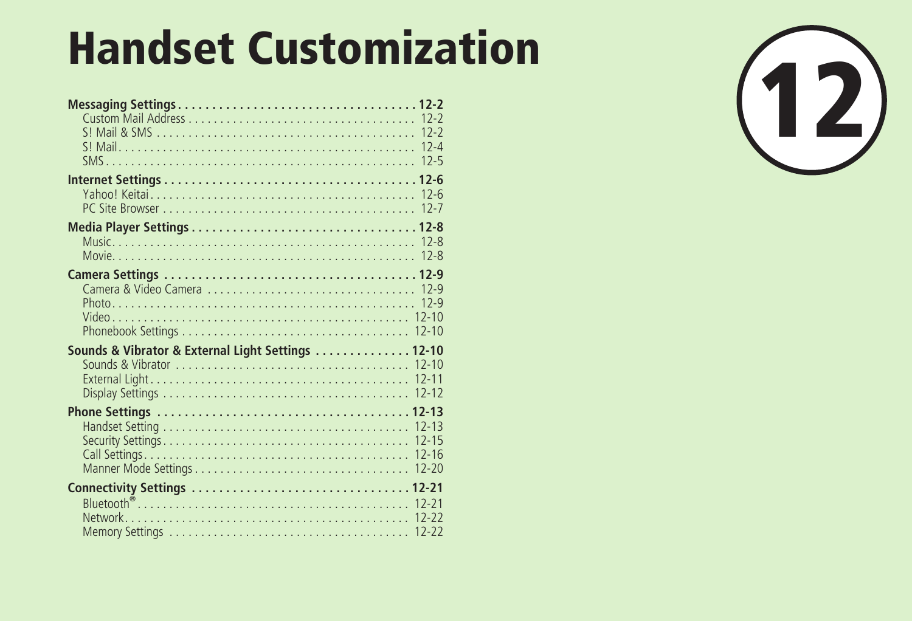# Handset Customization

12

**Messaging Settings** . . . . . . . . . . . . . . . . . . . . . . . . . . . . . . . . . . . **12-2**
- Custom Mail Address . . . . . . . . . . . . . . . . . . . . . . . . . . . . . . . . . . 12-2
- S! Mail & SMS . . . . . . . . . . . . . . . . . . . . . . . . . . . . . . . . . . . . . . . 12-2
- S! Mail . . . . . . . . . . . . . . . . . . . . . . . . . . . . . . . . . . . . . . . . . . . . 12-4
- SMS . . . . . . . . . . . . . . . . . . . . . . . . . . . . . . . . . . . . . . . . . . . . . . 12-5

**Internet Settings** . . . . . . . . . . . . . . . . . . . . . . . . . . . . . . . . . . . . . **12-6**
- Yahoo! Keitai . . . . . . . . . . . . . . . . . . . . . . . . . . . . . . . . . . . . . . . . 12-6
- PC Site Browser . . . . . . . . . . . . . . . . . . . . . . . . . . . . . . . . . . . . . . 12-7

**Media Player Settings** . . . . . . . . . . . . . . . . . . . . . . . . . . . . . . . . . **12-8**
- Music . . . . . . . . . . . . . . . . . . . . . . . . . . . . . . . . . . . . . . . . . . . . . 12-8
- Movie . . . . . . . . . . . . . . . . . . . . . . . . . . . . . . . . . . . . . . . . . . . . . 12-8

**Camera Settings** . . . . . . . . . . . . . . . . . . . . . . . . . . . . . . . . . . . . . **12-9**
- Camera & Video Camera . . . . . . . . . . . . . . . . . . . . . . . . . . . . . . . . 12-9
- Photo . . . . . . . . . . . . . . . . . . . . . . . . . . . . . . . . . . . . . . . . . . . . . 12-9
- Video . . . . . . . . . . . . . . . . . . . . . . . . . . . . . . . . . . . . . . . . . . . . . 12-10
- Phonebook Settings . . . . . . . . . . . . . . . . . . . . . . . . . . . . . . . . . . . 12-10

**Sounds & Vibrator & External Light Settings** . . . . . . . . . . . . . . **12-10**
- Sounds & Vibrator . . . . . . . . . . . . . . . . . . . . . . . . . . . . . . . . . . . . 12-10
- External Light . . . . . . . . . . . . . . . . . . . . . . . . . . . . . . . . . . . . . . . 12-11
- Display Settings . . . . . . . . . . . . . . . . . . . . . . . . . . . . . . . . . . . . . . 12-12

**Phone Settings** . . . . . . . . . . . . . . . . . . . . . . . . . . . . . . . . . . . . . . **12-13**
- Handset Setting . . . . . . . . . . . . . . . . . . . . . . . . . . . . . . . . . . . . . . 12-13
- Security Settings . . . . . . . . . . . . . . . . . . . . . . . . . . . . . . . . . . . . . 12-15
- Call Settings . . . . . . . . . . . . . . . . . . . . . . . . . . . . . . . . . . . . . . . . 12-16
- Manner Mode Settings . . . . . . . . . . . . . . . . . . . . . . . . . . . . . . . . . 12-20

**Connectivity Settings** . . . . . . . . . . . . . . . . . . . . . . . . . . . . . . . . . **12-21**
- Bluetooth® . . . . . . . . . . . . . . . . . . . . . . . . . . . . . . . . . . . . . . . . . 12-21
- Network . . . . . . . . . . . . . . . . . . . . . . . . . . . . . . . . . . . . . . . . . . . 12-22
- Memory Settings . . . . . . . . . . . . . . . . . . . . . . . . . . . . . . . . . . . . . 12-22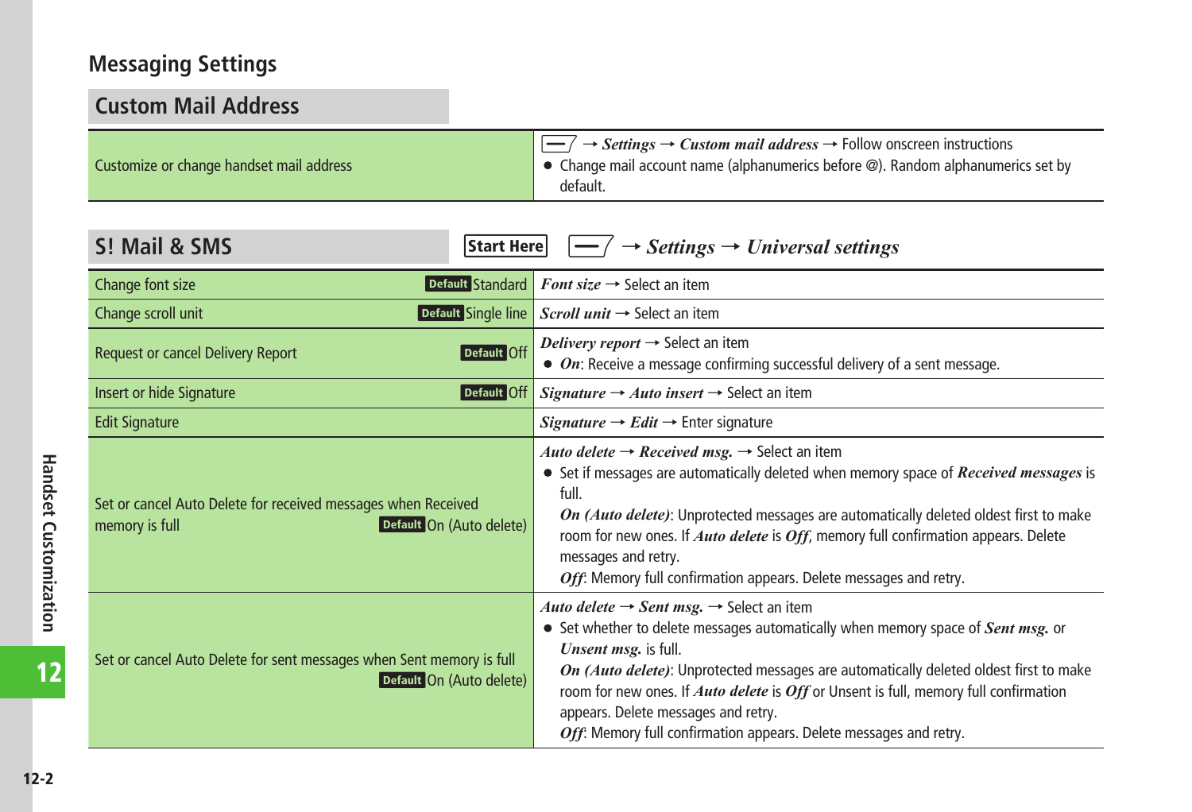## Messaging Settings

### Custom Mail Address

| | |
|---|---|
| Customize or change handset mail address | [Menu] → *Settings* → *Custom mail address* → Follow onscreen instructions<br>● Change mail account name (alphanumerics before @). Random alphanumerics set by default. |

### S! Mail & SMS

**Start Here** [Menu] → *Settings* → *Universal settings*

| | |
|---|---|
| Change font size **Default** Standard | *Font size* → Select an item |
| Change scroll unit **Default** Single line | *Scroll unit* → Select an item |
| Request or cancel Delivery Report **Default** Off | *Delivery report* → Select an item<br>● *On*: Receive a message confirming successful delivery of a sent message. |
| Insert or hide Signature **Default** Off | *Signature* → *Auto insert* → Select an item |
| Edit Signature | *Signature* → *Edit* → Enter signature |
| Set or cancel Auto Delete for received messages when Received memory is full **Default** On (Auto delete) | *Auto delete* → *Received msg.* → Select an item<br>● Set if messages are automatically deleted when memory space of ***Received messages*** is full.<br>*On (Auto delete)*: Unprotected messages are automatically deleted oldest first to make room for new ones. If *Auto delete* is *Off*, memory full confirmation appears. Delete messages and retry.<br>*Off*: Memory full confirmation appears. Delete messages and retry. |
| Set or cancel Auto Delete for sent messages when Sent memory is full **Default** On (Auto delete) | *Auto delete* → *Sent msg.* → Select an item<br>● Set whether to delete messages automatically when memory space of ***Sent msg.*** or ***Unsent msg.*** is full.<br>*On (Auto delete)*: Unprotected messages are automatically deleted oldest first to make room for new ones. If *Auto delete* is *Off* or Unsent is full, memory full confirmation appears. Delete messages and retry.<br>*Off*: Memory full confirmation appears. Delete messages and retry. |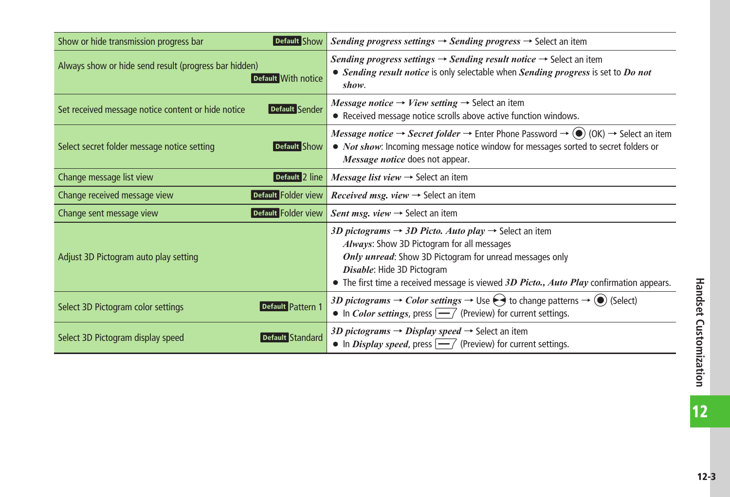| Function | Operation |
|---|---|
| Show or hide transmission progress bar **Default** Show | *Sending progress settings* → *Sending progress* → Select an item |
| Always show or hide send result (progress bar hidden) **Default** With notice | *Sending progress settings* → *Sending result notice* → Select an item<br>● *Sending result notice* is only selectable when *Sending progress* is set to *Do not show*. |
| Set received message notice content or hide notice **Default** Sender | *Message notice* → *View setting* → Select an item<br>● Received message notice scrolls above active function windows. |
| Select secret folder message notice setting **Default** Show | *Message notice* → *Secret folder* → Enter Phone Password → ● (OK) → Select an item<br>● *Not show*: Incoming message notice window for messages sorted to secret folders or *Message notice* does not appear. |
| Change message list view **Default** 2 line | *Message list view* → Select an item |
| Change received message view **Default** Folder view | *Received msg. view* → Select an item |
| Change sent message view **Default** Folder view | *Sent msg. view* → Select an item |
| Adjust 3D Pictogram auto play setting | *3D pictograms* → *3D Picto. Auto play* → Select an item<br>*Always*: Show 3D Pictogram for all messages<br>*Only unread*: Show 3D Pictogram for unread messages only<br>*Disable*: Hide 3D Pictogram<br>● The first time a received message is viewed *3D Picto., Auto Play* confirmation appears. |
| Select 3D Pictogram color settings **Default** Pattern 1 | *3D pictograms* → *Color settings* → Use ◀▶ to change patterns → ● (Select)<br>● In *Color settings*, press [—] (Preview) for current settings. |
| Select 3D Pictogram display speed **Default** Standard | *3D pictograms* → *Display speed* → Select an item<br>● In *Display speed*, press [—] (Preview) for current settings. |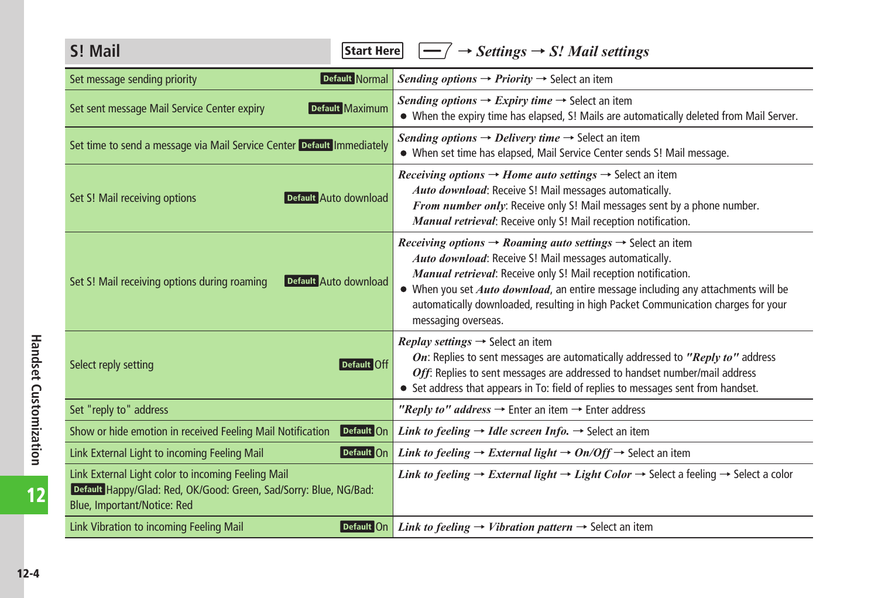## S! Mail

**Start Here** [menu key] → *Settings* → *S! Mail settings*

| Setting | Operation |
|---|---|
| Set message sending priority **Default** Normal | *Sending options* → *Priority* → Select an item |
| Set sent message Mail Service Center expiry **Default** Maximum | *Sending options* → *Expiry time* → Select an item<br>● When the expiry time has elapsed, S! Mails are automatically deleted from Mail Server. |
| Set time to send a message via Mail Service Center **Default** Immediately | *Sending options* → *Delivery time* → Select an item<br>● When set time has elapsed, Mail Service Center sends S! Mail message. |
| Set S! Mail receiving options **Default** Auto download | *Receiving options* → *Home auto settings* → Select an item<br>*Auto download*: Receive S! Mail messages automatically.<br>*From number only*: Receive only S! Mail messages sent by a phone number.<br>*Manual retrieval*: Receive only S! Mail reception notification. |
| Set S! Mail receiving options during roaming **Default** Auto download | *Receiving options* → *Roaming auto settings* → Select an item<br>*Auto download*: Receive S! Mail messages automatically.<br>*Manual retrieval*: Receive only S! Mail reception notification.<br>● When you set *Auto download*, an entire message including any attachments will be automatically downloaded, resulting in high Packet Communication charges for your messaging overseas. |
| Select reply setting **Default** Off | *Replay settings* → Select an item<br>*On*: Replies to sent messages are automatically addressed to *"Reply to"* address<br>*Off*: Replies to sent messages are addressed to handset number/mail address<br>● Set address that appears in To: field of replies to messages sent from handset. |
| Set "reply to" address | *"Reply to" address* → Enter an item → Enter address |
| Show or hide emotion in received Feeling Mail Notification **Default** On | *Link to feeling* → *Idle screen Info.* → Select an item |
| Link External Light to incoming Feeling Mail **Default** On | *Link to feeling* → *External light* → *On/Off* → Select an item |
| Link External Light color to incoming Feeling Mail<br>**Default** Happy/Glad: Red, OK/Good: Green, Sad/Sorry: Blue, NG/Bad: Blue, Important/Notice: Red | *Link to feeling* → *External light* → *Light Color* → Select a feeling → Select a color |
| Link Vibration to incoming Feeling Mail **Default** On | *Link to feeling* → *Vibration pattern* → Select an item |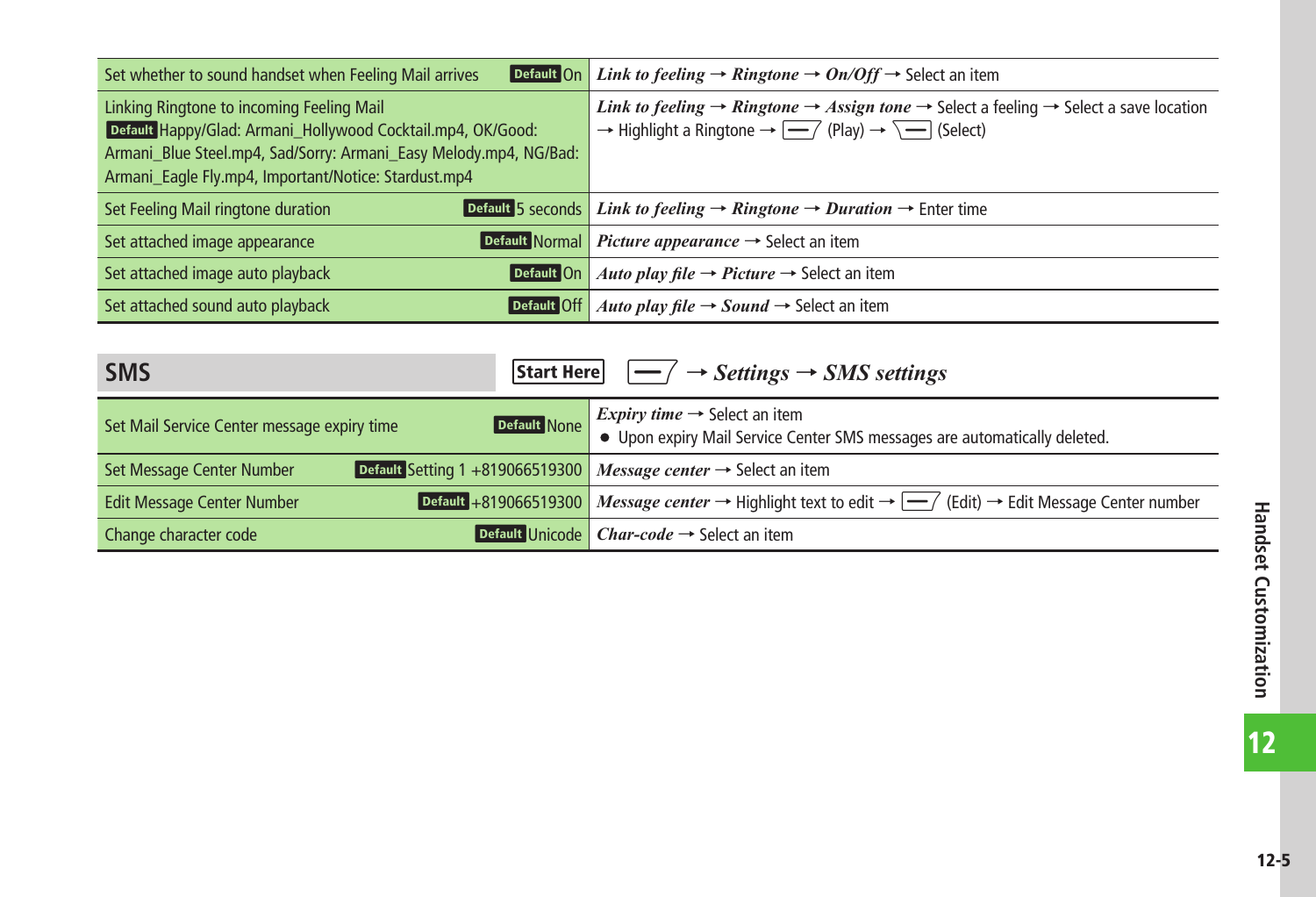| Setting | Operation |
|---|---|
| Set whether to sound handset when Feeling Mail arrives **Default** On | *Link to feeling* → *Ringtone* → *On/Off* → Select an item |
| Linking Ringtone to incoming Feeling Mail **Default** Happy/Glad: Armani_Hollywood Cocktail.mp4, OK/Good: Armani_Blue Steel.mp4, Sad/Sorry: Armani_Easy Melody.mp4, NG/Bad: Armani_Eagle Fly.mp4, Important/Notice: Stardust.mp4 | *Link to feeling* → *Ringtone* → *Assign tone* → Select a feeling → Select a save location → Highlight a Ringtone → (Play) → (Select) |
| Set Feeling Mail ringtone duration **Default** 5 seconds | *Link to feeling* → *Ringtone* → *Duration* → Enter time |
| Set attached image appearance **Default** Normal | *Picture appearance* → Select an item |
| Set attached image auto playback **Default** On | *Auto play file* → *Picture* → Select an item |
| Set attached sound auto playback **Default** Off | *Auto play file* → *Sound* → Select an item |

## SMS

**Start Here** → *Settings* → *SMS settings*

| Setting | Operation |
|---|---|
| Set Mail Service Center message expiry time **Default** None | *Expiry time* → Select an item<br>● Upon expiry Mail Service Center SMS messages are automatically deleted. |
| Set Message Center Number **Default** Setting 1 +819066519300 | *Message center* → Select an item |
| Edit Message Center Number **Default** +819066519300 | *Message center* → Highlight text to edit → (Edit) → Edit Message Center number |
| Change character code **Default** Unicode | *Char-code* → Select an item |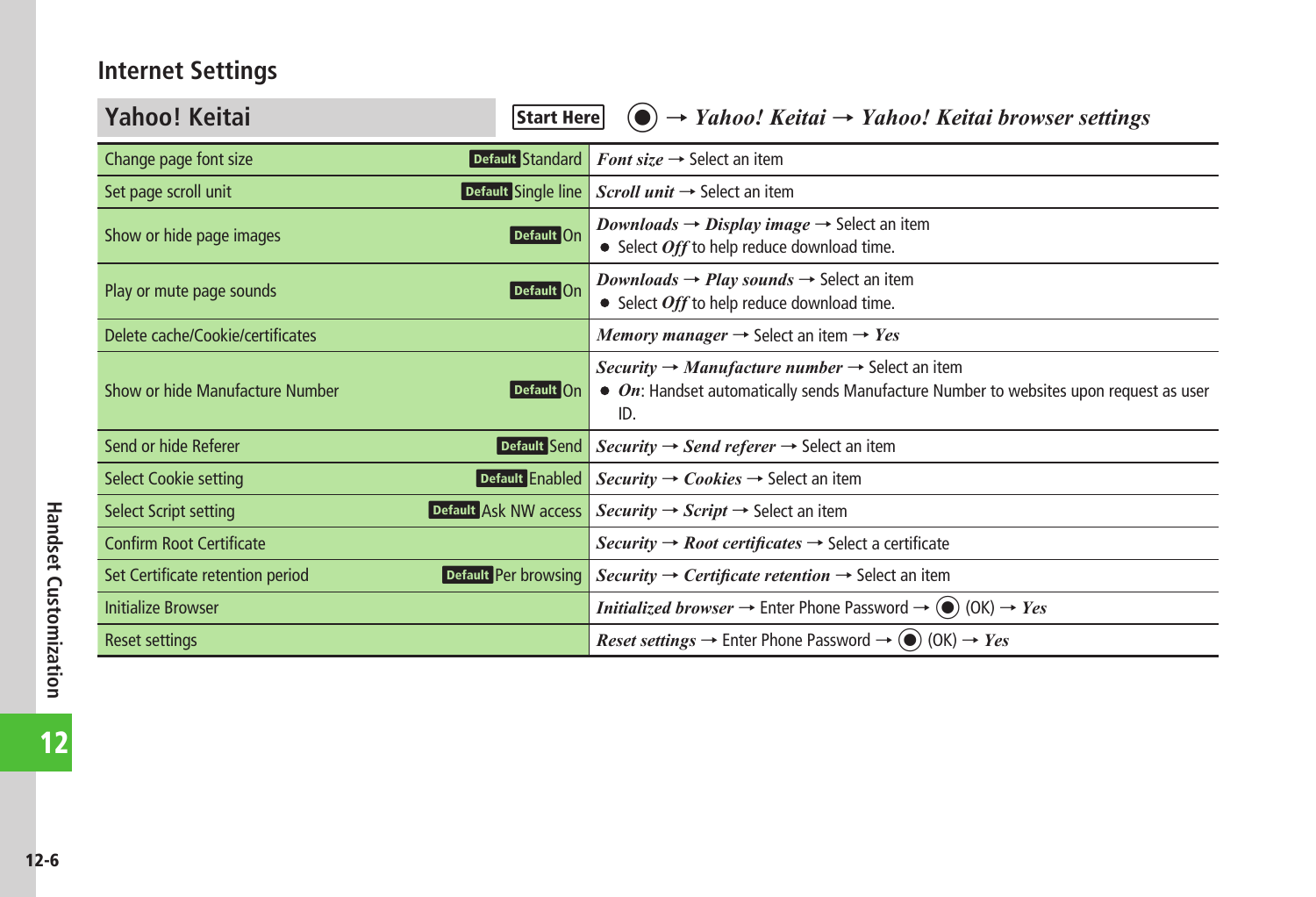## Internet Settings

### Yahoo! Keitai

**Start Here** ● → *Yahoo! Keitai* → *Yahoo! Keitai browser settings*

| Setting | Default | Operation |
| --- | --- | --- |
| Change page font size | Standard | *Font size* → Select an item |
| Set page scroll unit | Single line | *Scroll unit* → Select an item |
| Show or hide page images | On | *Downloads* → *Display image* → Select an item<br>● Select *Off* to help reduce download time. |
| Play or mute page sounds | On | *Downloads* → *Play sounds* → Select an item<br>● Select *Off* to help reduce download time. |
| Delete cache/Cookie/certificates | | *Memory manager* → Select an item → *Yes* |
| Show or hide Manufacture Number | On | *Security* → *Manufacture number* → Select an item<br>● *On*: Handset automatically sends Manufacture Number to websites upon request as user ID. |
| Send or hide Referer | Send | *Security* → *Send referer* → Select an item |
| Select Cookie setting | Enabled | *Security* → *Cookies* → Select an item |
| Select Script setting | Ask NW access | *Security* → *Script* → Select an item |
| Confirm Root Certificate | | *Security* → *Root certificates* → Select a certificate |
| Set Certificate retention period | Per browsing | *Security* → *Certificate retention* → Select an item |
| Initialize Browser | | *Initialized browser* → Enter Phone Password → ● (OK) → *Yes* |
| Reset settings | | *Reset settings* → Enter Phone Password → ● (OK) → *Yes* |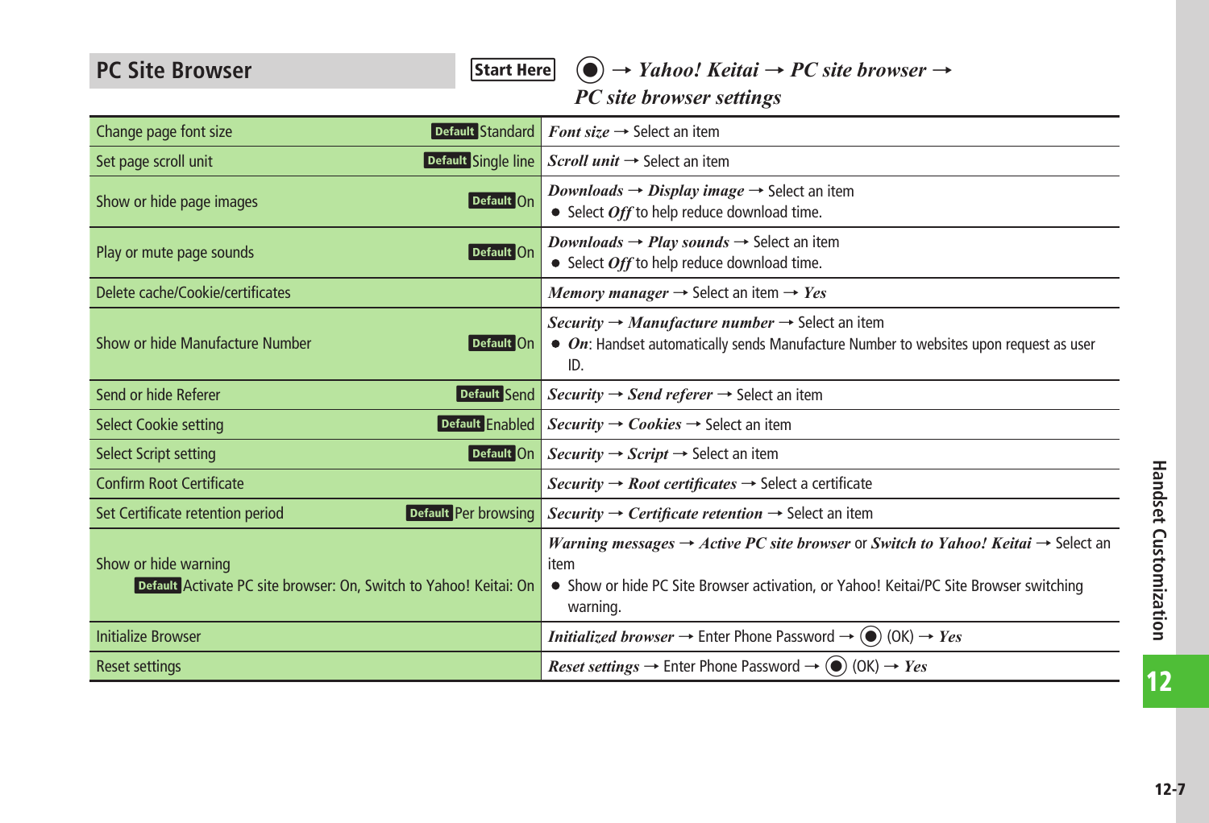## PC Site Browser

**Start Here** ● → *Yahoo! Keitai* → *PC site browser* → *PC site browser settings*

| Setting | Default | Operation |
|---|---|---|
| Change page font size | Default Standard | *Font size* → Select an item |
| Set page scroll unit | Default Single line | *Scroll unit* → Select an item |
| Show or hide page images | Default On | *Downloads* → *Display image* → Select an item<br>● Select *Off* to help reduce download time. |
| Play or mute page sounds | Default On | *Downloads* → *Play sounds* → Select an item<br>● Select *Off* to help reduce download time. |
| Delete cache/Cookie/certificates | | *Memory manager* → Select an item → *Yes* |
| Show or hide Manufacture Number | Default On | *Security* → *Manufacture number* → Select an item<br>● *On*: Handset automatically sends Manufacture Number to websites upon request as user ID. |
| Send or hide Referer | Default Send | *Security* → *Send referer* → Select an item |
| Select Cookie setting | Default Enabled | *Security* → *Cookies* → Select an item |
| Select Script setting | Default On | *Security* → *Script* → Select an item |
| Confirm Root Certificate | | *Security* → *Root certificates* → Select a certificate |
| Set Certificate retention period | Default Per browsing | *Security* → *Certificate retention* → Select an item |
| Show or hide warning | Default Activate PC site browser: On, Switch to Yahoo! Keitai: On | *Warning messages* → *Active PC site browser* or *Switch to Yahoo! Keitai* → Select an item<br>● Show or hide PC Site Browser activation, or Yahoo! Keitai/PC Site Browser switching warning. |
| Initialize Browser | | *Initialized browser* → Enter Phone Password → ● (OK) → *Yes* |
| Reset settings | | *Reset settings* → Enter Phone Password → ● (OK) → *Yes* |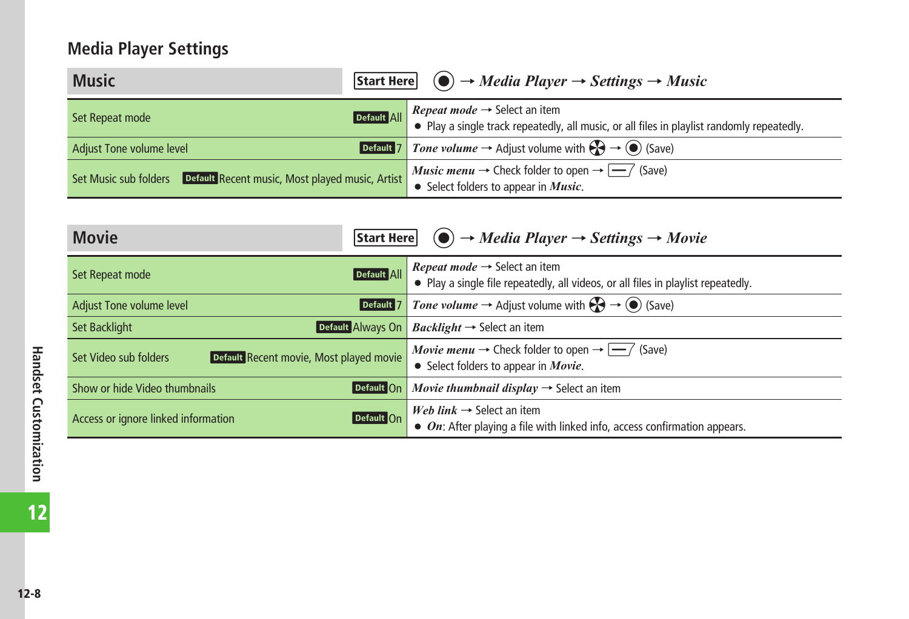## Media Player Settings

### Music

Start Here ● → *Media Player* → *Settings* → *Music*

| Setting | Default | Operation |
|---|---|---|
| Set Repeat mode | All | *Repeat mode* → Select an item<br>● Play a single track repeatedly, all music, or all files in playlist randomly repeatedly. |
| Adjust Tone volume level | 7 | *Tone volume* → Adjust volume with ✣ → ● (Save) |
| Set Music sub folders | Recent music, Most played music, Artist | *Music menu* → Check folder to open → ▭ (Save)<br>● Select folders to appear in *Music*. |

### Movie

Start Here ● → *Media Player* → *Settings* → *Movie*

| Setting | Default | Operation |
|---|---|---|
| Set Repeat mode | All | *Repeat mode* → Select an item<br>● Play a single file repeatedly, all videos, or all files in playlist repeatedly. |
| Adjust Tone volume level | 7 | *Tone volume* → Adjust volume with ✣ → ● (Save) |
| Set Backlight | Always On | *Backlight* → Select an item |
| Set Video sub folders | Recent movie, Most played movie | *Movie menu* → Check folder to open → ▭ (Save)<br>● Select folders to appear in *Movie*. |
| Show or hide Video thumbnails | On | *Movie thumbnail display* → Select an item |
| Access or ignore linked information | On | *Web link* → Select an item<br>● *On*: After playing a file with linked info, access confirmation appears. |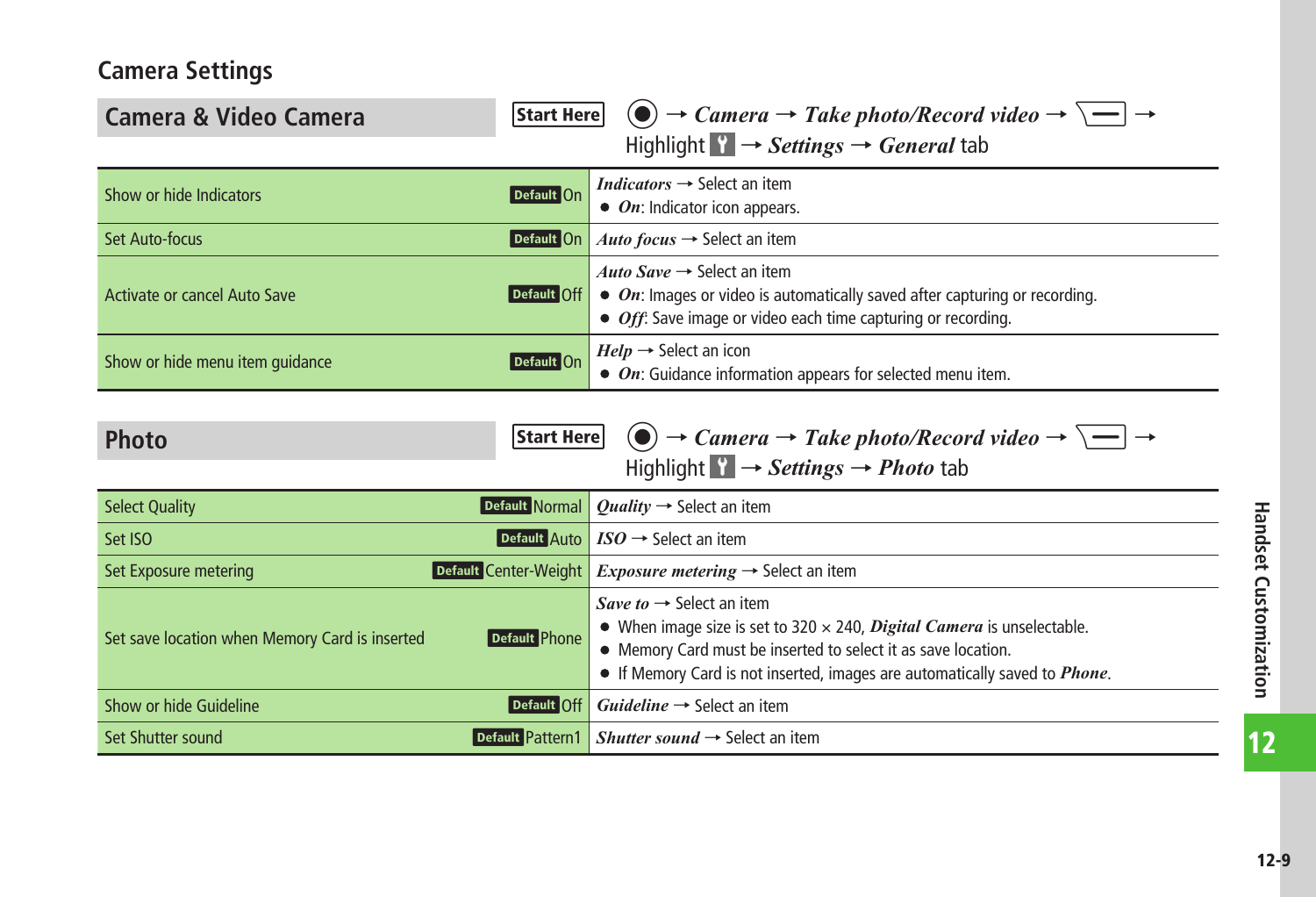## Camera Settings

### Camera & Video Camera

**Start Here** ◉ → *Camera* → *Take photo/Record video* → [menu key] → Highlight [icon] → *Settings* → *General* tab

| Setting | Default | Operation |
|---|---|---|
| Show or hide Indicators | **Default** On | *Indicators* → Select an item<br>● *On*: Indicator icon appears. |
| Set Auto-focus | **Default** On | *Auto focus* → Select an item |
| Activate or cancel Auto Save | **Default** Off | *Auto Save* → Select an item<br>● *On*: Images or video is automatically saved after capturing or recording.<br>● *Off*: Save image or video each time capturing or recording. |
| Show or hide menu item guidance | **Default** On | *Help* → Select an icon<br>● *On*: Guidance information appears for selected menu item. |

### Photo

**Start Here** ◉ → *Camera* → *Take photo/Record video* → [menu key] → Highlight [icon] → *Settings* → *Photo* tab

| Setting | Default | Operation |
|---|---|---|
| Select Quality | **Default** Normal | *Quality* → Select an item |
| Set ISO | **Default** Auto | *ISO* → Select an item |
| Set Exposure metering | **Default** Center-Weight | *Exposure metering* → Select an item |
| Set save location when Memory Card is inserted | **Default** Phone | *Save to* → Select an item<br>● When image size is set to 320 × 240, ***Digital Camera*** is unselectable.<br>● Memory Card must be inserted to select it as save location.<br>● If Memory Card is not inserted, images are automatically saved to ***Phone***. |
| Show or hide Guideline | **Default** Off | *Guideline* → Select an item |
| Set Shutter sound | **Default** Pattern1 | *Shutter sound* → Select an item |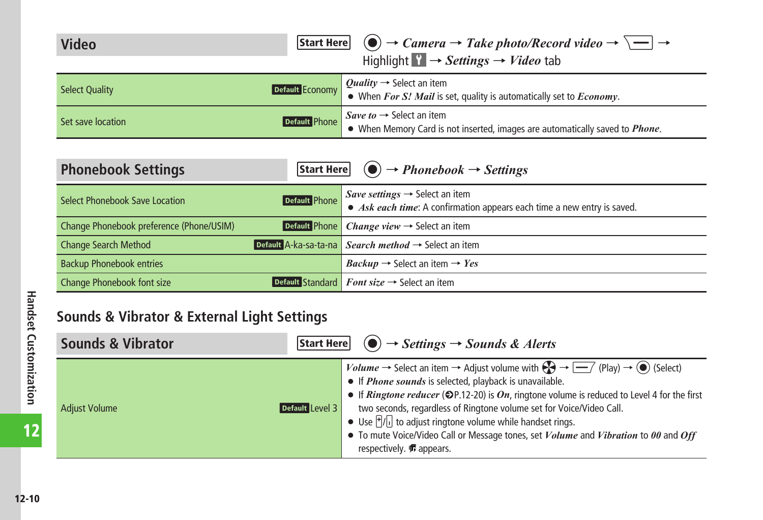## Video

**Start Here** ● → *Camera* → *Take photo/Record video* → [menu key] → Highlight [icon] → *Settings* → *Video* tab

| Setting | Default | Operation |
|---|---|---|
| Select Quality | Economy | *Quality* → Select an item<br>● When *For S! Mail* is set, quality is automatically set to *Economy*. |
| Set save location | Phone | *Save to* → Select an item<br>● When Memory Card is not inserted, images are automatically saved to *Phone*. |

## Phonebook Settings

**Start Here** ● → *Phonebook* → *Settings*

| Setting | Default | Operation |
|---|---|---|
| Select Phonebook Save Location | Phone | *Save settings* → Select an item<br>● *Ask each time*: A confirmation appears each time a new entry is saved. |
| Change Phonebook preference (Phone/USIM) | Phone | *Change view* → Select an item |
| Change Search Method | A-ka-sa-ta-na | *Search method* → Select an item |
| Backup Phonebook entries | | *Backup* → Select an item → *Yes* |
| Change Phonebook font size | Standard | *Font size* → Select an item |

# Sounds & Vibrator & External Light Settings

## Sounds & Vibrator

**Start Here** ● → *Settings* → *Sounds & Alerts*

| Setting | Default | Operation |
|---|---|---|
| Adjust Volume | Level 3 | *Volume* → Select an item → Adjust volume with [navigation key] → [soft key] (Play) → ● (Select)<br>● If *Phone sounds* is selected, playback is unavailable.<br>● If *Ringtone reducer* (➲P.12-20) is *On*, ringtone volume is reduced to Level 4 for the first two seconds, regardless of Ringtone volume set for Voice/Video Call.<br>● Use [+]/[-] to adjust ringtone volume while handset rings.<br>● To mute Voice/Video Call or Message tones, set *Volume* and *Vibration* to *00* and *Off* respectively. [icon] appears. |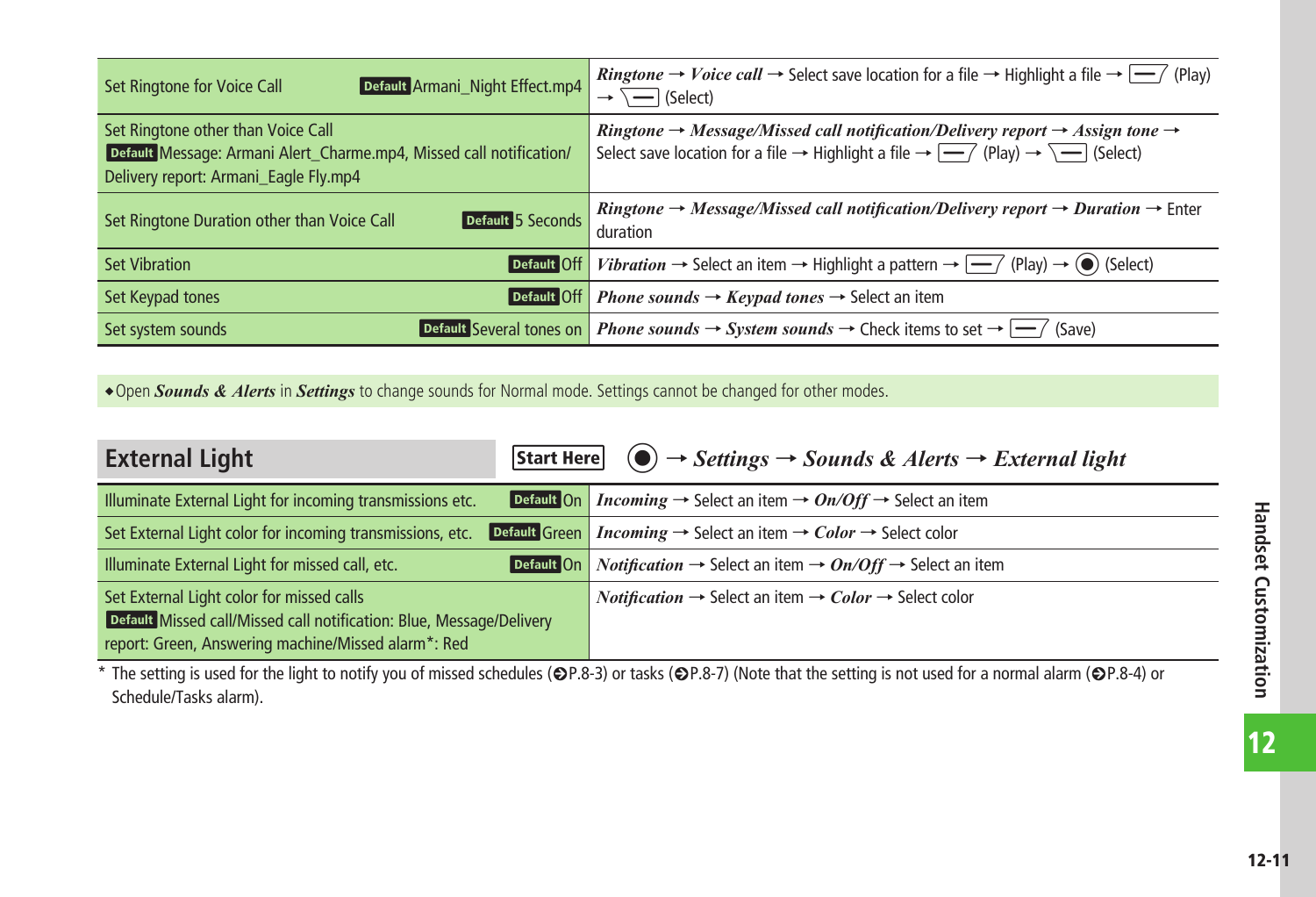| Setting | Operation |
|---|---|
| Set Ringtone for Voice Call **Default** Armani_Night Effect.mp4 | ***Ringtone*** → ***Voice call*** → Select save location for a file → Highlight a file → (Play) → (Select) |
| Set Ringtone other than Voice Call **Default** Message: Armani Alert_Charme.mp4, Missed call notification/ Delivery report: Armani_Eagle Fly.mp4 | ***Ringtone*** → ***Message/Missed call notification/Delivery report*** → ***Assign tone*** → Select save location for a file → Highlight a file → (Play) → (Select) |
| Set Ringtone Duration other than Voice Call **Default** 5 Seconds | ***Ringtone*** → ***Message/Missed call notification/Delivery report*** → ***Duration*** → Enter duration |
| Set Vibration **Default** Off | ***Vibration*** → Select an item → Highlight a pattern → (Play) → ◉ (Select) |
| Set Keypad tones **Default** Off | ***Phone sounds*** → ***Keypad tones*** → Select an item |
| Set system sounds **Default** Several tones on | ***Phone sounds*** → ***System sounds*** → Check items to set → (Save) |

◆Open ***Sounds & Alerts*** in ***Settings*** to change sounds for Normal mode. Settings cannot be changed for other modes.

## External Light

**Start Here** ◉ → ***Settings*** → ***Sounds & Alerts*** → ***External light***

| Setting | Operation |
|---|---|
| Illuminate External Light for incoming transmissions etc. **Default** On | ***Incoming*** → Select an item → ***On/Off*** → Select an item |
| Set External Light color for incoming transmissions, etc. **Default** Green | ***Incoming*** → Select an item → ***Color*** → Select color |
| Illuminate External Light for missed call, etc. **Default** On | ***Notification*** → Select an item → ***On/Off*** → Select an item |
| Set External Light color for missed calls **Default** Missed call/Missed call notification: Blue, Message/Delivery report: Green, Answering machine/Missed alarm*: Red | ***Notification*** → Select an item → ***Color*** → Select color |

\* The setting is used for the light to notify you of missed schedules (➲P.8-3) or tasks (➲P.8-7) (Note that the setting is not used for a normal alarm (➲P.8-4) or Schedule/Tasks alarm).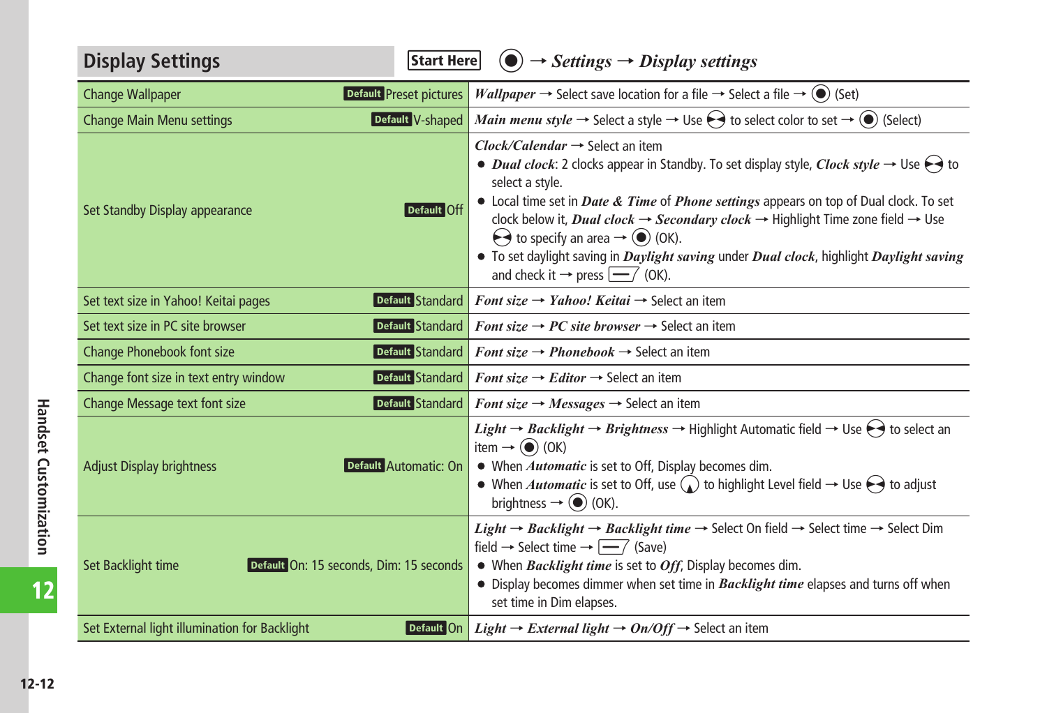## Display Settings

**Start Here** ● → ***Settings*** → ***Display settings***

| Setting | Default | Procedure |
|---|---|---|
| Change Wallpaper | **Default** Preset pictures | ***Wallpaper*** → Select save location for a file → Select a file → ● (Set) |
| Change Main Menu settings | **Default** V-shaped | ***Main menu style*** → Select a style → Use ◆ to select color to set → ● (Select) |
| Set Standby Display appearance | **Default** Off | ***Clock/Calendar*** → Select an item<br>● ***Dual clock***: 2 clocks appear in Standby. To set display style, ***Clock style*** → Use ◆ to select a style.<br>● Local time set in ***Date & Time*** of ***Phone settings*** appears on top of Dual clock. To set clock below it, ***Dual clock*** → ***Secondary clock*** → Highlight Time zone field → Use ◆ to specify an area → ● (OK).<br>● To set daylight saving in ***Daylight saving*** under ***Dual clock***, highlight ***Daylight saving*** and check it → press ▭ (OK). |
| Set text size in Yahoo! Keitai pages | **Default** Standard | ***Font size*** → ***Yahoo! Keitai*** → Select an item |
| Set text size in PC site browser | **Default** Standard | ***Font size*** → ***PC site browser*** → Select an item |
| Change Phonebook font size | **Default** Standard | ***Font size*** → ***Phonebook*** → Select an item |
| Change font size in text entry window | **Default** Standard | ***Font size*** → ***Editor*** → Select an item |
| Change Message text font size | **Default** Standard | ***Font size*** → ***Messages*** → Select an item |
| Adjust Display brightness | **Default** Automatic: On | ***Light*** → ***Backlight*** → ***Brightness*** → Highlight Automatic field → Use ◆ to select an item → ● (OK)<br>● When ***Automatic*** is set to Off, Display becomes dim.<br>● When ***Automatic*** is set to Off, use ◆ to highlight Level field → Use ◆ to adjust brightness → ● (OK). |
| Set Backlight time | **Default** On: 15 seconds, Dim: 15 seconds | ***Light*** → ***Backlight*** → ***Backlight time*** → Select On field → Select time → Select Dim field → Select time → ▭ (Save)<br>● When ***Backlight time*** is set to ***Off***, Display becomes dim.<br>● Display becomes dimmer when set time in ***Backlight time*** elapses and turns off when set time in Dim elapses. |
| Set External light illumination for Backlight | **Default** On | ***Light*** → ***External light*** → ***On/Off*** → Select an item |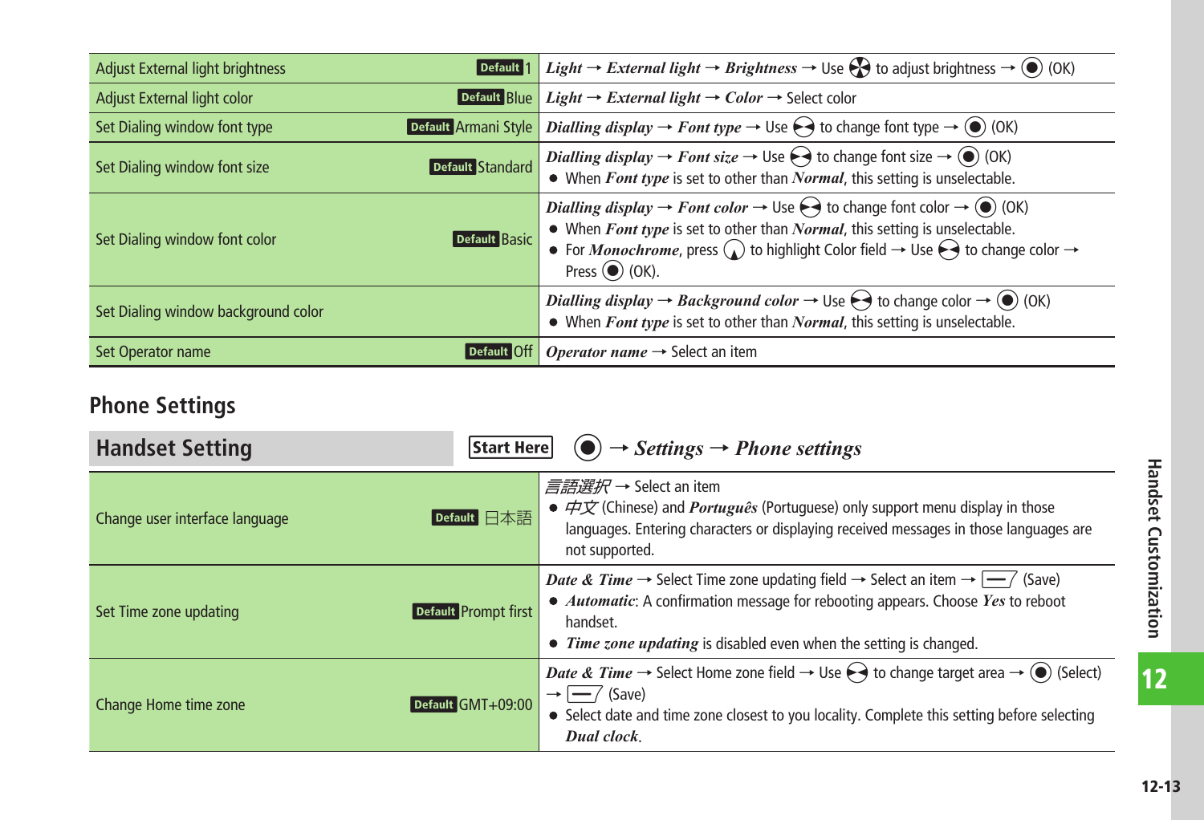| | |
|---|---|
| Adjust External light brightness **Default** 1 | *Light* → *External light* → *Brightness* → Use (navigation key) to adjust brightness → (center key) (OK) |
| Adjust External light color **Default** Blue | *Light* → *External light* → *Color* → Select color |
| Set Dialing window font type **Default** Armani Style | *Dialling display* → *Font type* → Use (left/right key) to change font type → (center key) (OK) |
| Set Dialing window font size **Default** Standard | *Dialling display* → *Font size* → Use (left/right key) to change font size → (center key) (OK)<br>● When *Font type* is set to other than *Normal*, this setting is unselectable. |
| Set Dialing window font color **Default** Basic | *Dialling display* → *Font color* → Use (left/right key) to change font color → (center key) (OK)<br>● When *Font type* is set to other than *Normal*, this setting is unselectable.<br>● For *Monochrome*, press (down key) to highlight Color field → Use (left/right key) to change color → Press (center key) (OK). |
| Set Dialing window background color | *Dialling display* → *Background color* → Use (left/right key) to change color → (center key) (OK)<br>● When *Font type* is set to other than *Normal*, this setting is unselectable. |
| Set Operator name **Default** Off | *Operator name* → Select an item |

## Phone Settings

### Handset Setting

**Start Here** (center key) → *Settings* → *Phone settings*

| | |
|---|---|
| Change user interface language **Default** 日本語 | *言語選択* → Select an item<br>● *中文* (Chinese) and *Português* (Portuguese) only support menu display in those languages. Entering characters or displaying received messages in those languages are not supported. |
| Set Time zone updating **Default** Prompt first | *Date & Time* → Select Time zone updating field → Select an item → (soft key) (Save)<br>● *Automatic*: A confirmation message for rebooting appears. Choose *Yes* to reboot handset.<br>● *Time zone updating* is disabled even when the setting is changed. |
| Change Home time zone **Default** GMT+09:00 | *Date & Time* → Select Home zone field → Use (left/right key) to change target area → (center key) (Select) → (soft key) (Save)<br>● Select date and time zone closest to you locality. Complete this setting before selecting *Dual clock*. |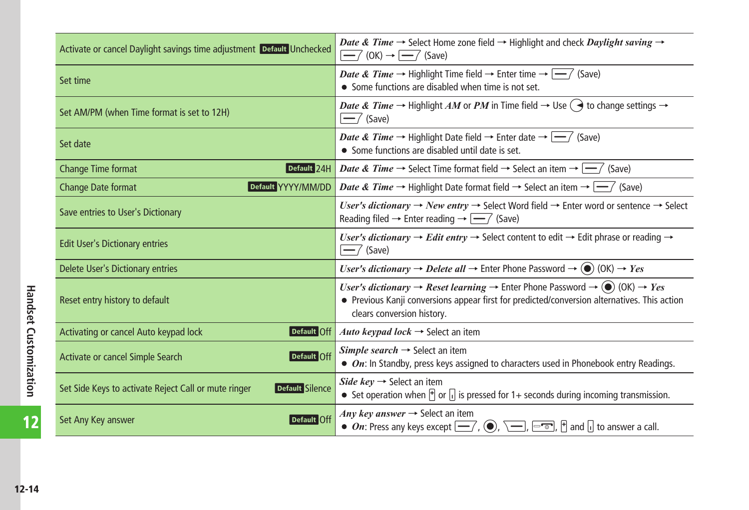| | |
|---|---|
| Activate or cancel Daylight savings time adjustment **Default** Unchecked | ***Date & Time*** → Select Home zone field → Highlight and check ***Daylight saving*** → (OK) → (Save) |
| Set time | ***Date & Time*** → Highlight Time field → Enter time → (Save)<br>● Some functions are disabled when time is not set. |
| Set AM/PM (when Time format is set to 12H) | ***Date & Time*** → Highlight ***AM*** or ***PM*** in Time field → Use to change settings → (Save) |
| Set date | ***Date & Time*** → Highlight Date field → Enter date → (Save)<br>● Some functions are disabled until date is set. |
| Change Time format **Default** 24H | ***Date & Time*** → Select Time format field → Select an item → (Save) |
| Change Date format **Default** YYYY/MM/DD | ***Date & Time*** → Highlight Date format field → Select an item → (Save) |
| Save entries to User's Dictionary | ***User's dictionary*** → ***New entry*** → Select Word field → Enter word or sentence → Select Reading filed → Enter reading → (Save) |
| Edit User's Dictionary entries | ***User's dictionary*** → ***Edit entry*** → Select content to edit → Edit phrase or reading → (Save) |
| Delete User's Dictionary entries | ***User's dictionary*** → ***Delete all*** → Enter Phone Password → (OK) → ***Yes*** |
| Reset entry history to default | ***User's dictionary*** → ***Reset learning*** → Enter Phone Password → (OK) → ***Yes***<br>● Previous Kanji conversions appear first for predicted/conversion alternatives. This action clears conversion history. |
| Activating or cancel Auto keypad lock **Default** Off | ***Auto keypad lock*** → Select an item |
| Activate or cancel Simple Search **Default** Off | ***Simple search*** → Select an item<br>● ***On***: In Standby, press keys assigned to characters used in Phonebook entry Readings. |
| Set Side Keys to activate Reject Call or mute ringer **Default** Silence | ***Side key*** → Select an item<br>● Set operation when or is pressed for 1+ seconds during incoming transmission. |
| Set Any Key answer **Default** Off | ***Any key answer*** → Select an item<br>● ***On***: Press any keys except , , , , and to answer a call. |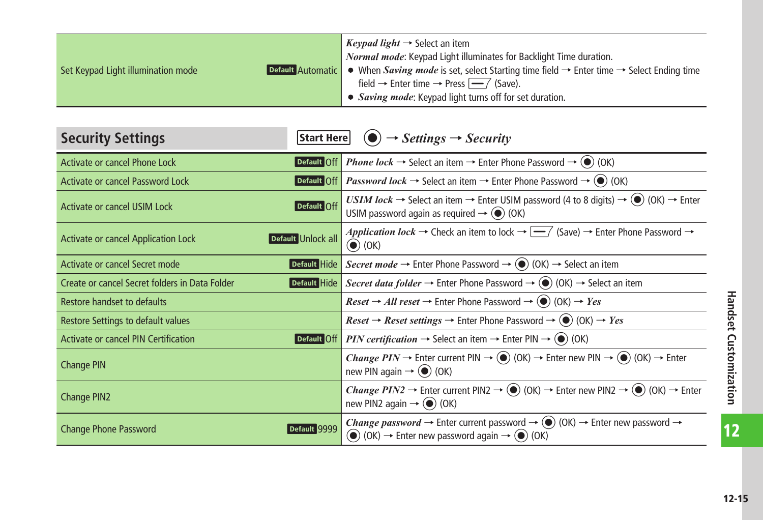| Set Keypad Light illumination mode | Default Automatic | *Keypad light* → Select an item<br>*Normal mode*: Keypad Light illuminates for Backlight Time duration.<br>● When *Saving mode* is set, select Starting time field → Enter time → Select Ending time field → Enter time → Press (Save).<br>● *Saving mode*: Keypad light turns off for set duration. |
|---|---|---|

## Security Settings

**Start Here** ● → *Settings* → *Security*

| | | |
|---|---|---|
| Activate or cancel Phone Lock | Default Off | *Phone lock* → Select an item → Enter Phone Password → ● (OK) |
| Activate or cancel Password Lock | Default Off | *Password lock* → Select an item → Enter Phone Password → ● (OK) |
| Activate or cancel USIM Lock | Default Off | *USIM lock* → Select an item → Enter USIM password (4 to 8 digits) → ● (OK) → Enter USIM password again as required → ● (OK) |
| Activate or cancel Application Lock | Default Unlock all | *Application lock* → Check an item to lock → (Save) → Enter Phone Password → ● (OK) |
| Activate or cancel Secret mode | Default Hide | *Secret mode* → Enter Phone Password → ● (OK) → Select an item |
| Create or cancel Secret folders in Data Folder | Default Hide | *Secret data folder* → Enter Phone Password → ● (OK) → Select an item |
| Restore handset to defaults | | *Reset* → *All reset* → Enter Phone Password → ● (OK) → *Yes* |
| Restore Settings to default values | | *Reset* → *Reset settings* → Enter Phone Password → ● (OK) → *Yes* |
| Activate or cancel PIN Certification | Default Off | *PIN certification* → Select an item → Enter PIN → ● (OK) |
| Change PIN | | *Change PIN* → Enter current PIN → ● (OK) → Enter new PIN → ● (OK) → Enter new PIN again → ● (OK) |
| Change PIN2 | | *Change PIN2* → Enter current PIN2 → ● (OK) → Enter new PIN2 → ● (OK) → Enter new PIN2 again → ● (OK) |
| Change Phone Password | Default 9999 | *Change password* → Enter current password → ● (OK) → Enter new password → ● (OK) → Enter new password again → ● (OK) |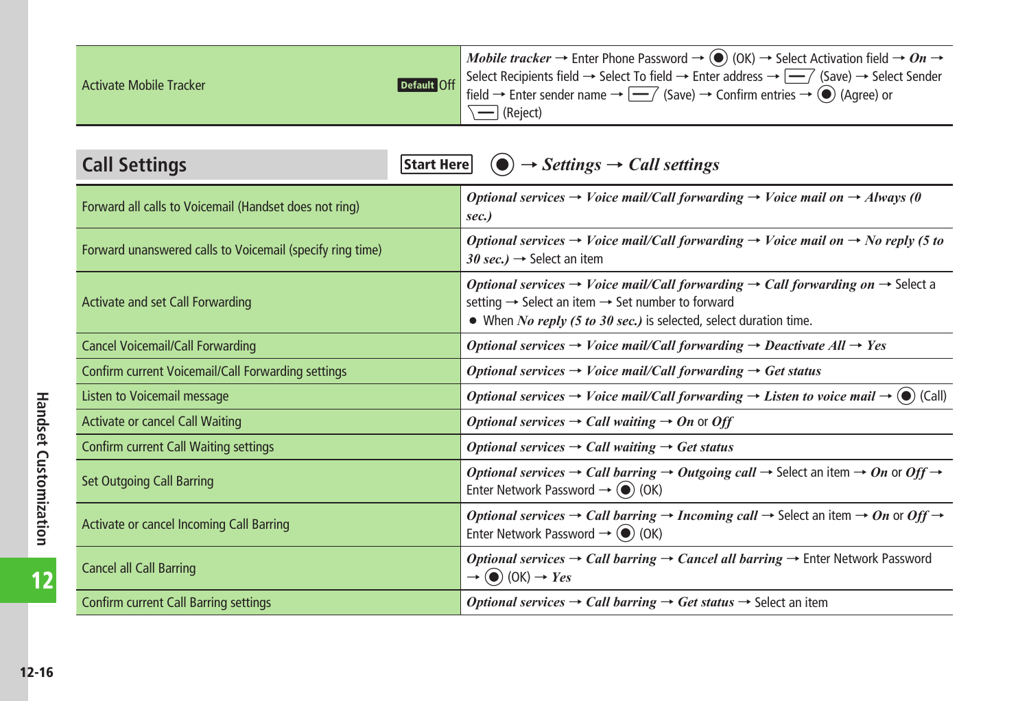| Activate Mobile Tracker | Default Off | *Mobile tracker* → Enter Phone Password → ● (OK) → Select Activation field → *On* → Select Recipients field → Select To field → Enter address → (Save) → Select Sender field → Enter sender name → (Save) → Confirm entries → ● (Agree) or (Reject) |
|---|---|---|

## Call Settings

Start Here ● → *Settings* → *Call settings*

| | |
|---|---|
| Forward all calls to Voicemail (Handset does not ring) | *Optional services* → *Voice mail/Call forwarding* → *Voice mail on* → *Always (0 sec.)* |
| Forward unanswered calls to Voicemail (specify ring time) | *Optional services* → *Voice mail/Call forwarding* → *Voice mail on* → *No reply (5 to 30 sec.)* → Select an item |
| Activate and set Call Forwarding | *Optional services* → *Voice mail/Call forwarding* → *Call forwarding on* → Select a setting → Select an item → Set number to forward<br>● When *No reply (5 to 30 sec.)* is selected, select duration time. |
| Cancel Voicemail/Call Forwarding | *Optional services* → *Voice mail/Call forwarding* → *Deactivate All* → *Yes* |
| Confirm current Voicemail/Call Forwarding settings | *Optional services* → *Voice mail/Call forwarding* → *Get status* |
| Listen to Voicemail message | *Optional services* → *Voice mail/Call forwarding* → *Listen to voice mail* → ● (Call) |
| Activate or cancel Call Waiting | *Optional services* → *Call waiting* → *On* or *Off* |
| Confirm current Call Waiting settings | *Optional services* → *Call waiting* → *Get status* |
| Set Outgoing Call Barring | *Optional services* → *Call barring* → *Outgoing call* → Select an item → *On* or *Off* → Enter Network Password → ● (OK) |
| Activate or cancel Incoming Call Barring | *Optional services* → *Call barring* → *Incoming call* → Select an item → *On* or *Off* → Enter Network Password → ● (OK) |
| Cancel all Call Barring | *Optional services* → *Call barring* → *Cancel all barring* → Enter Network Password → ● (OK) → *Yes* |
| Confirm current Call Barring settings | *Optional services* → *Call barring* → *Get status* → Select an item |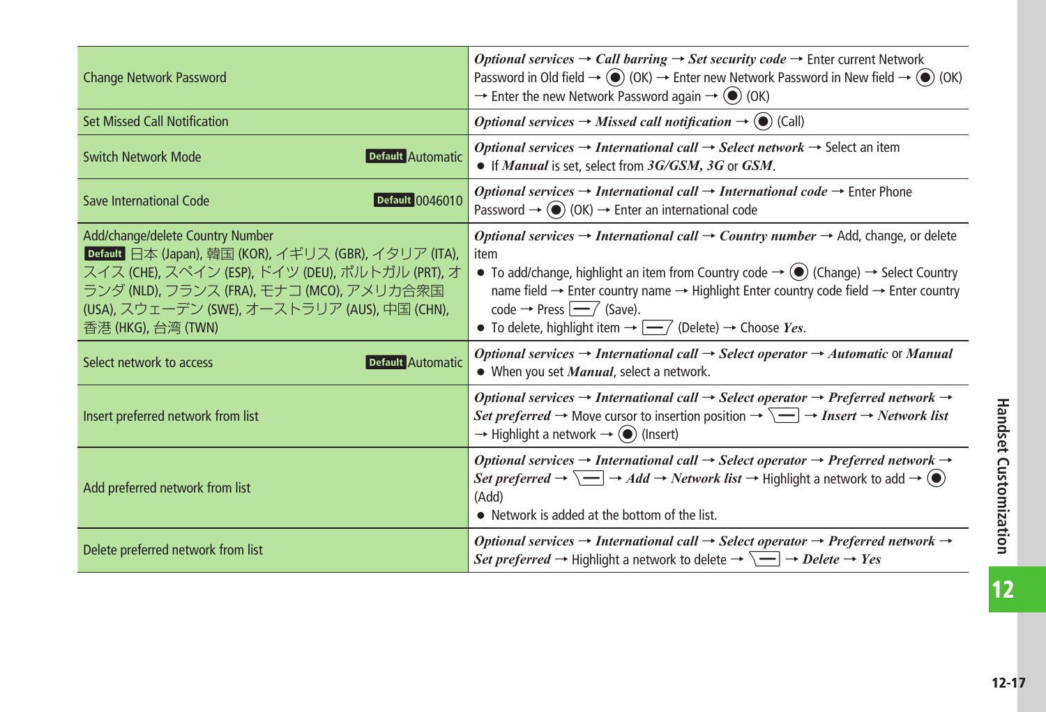| Setting | Operation |
|---|---|
| Change Network Password | ***Optional services*** → ***Call barring*** → ***Set security code*** → Enter current Network Password in Old field → ● (OK) → Enter new Network Password in New field → ● (OK) → Enter the new Network Password again → ● (OK) |
| Set Missed Call Notification | ***Optional services*** → ***Missed call notification*** → ● (Call) |
| Switch Network Mode **Default** Automatic | ***Optional services*** → ***International call*** → ***Select network*** → Select an item<br>● If ***Manual*** is set, select from ***3G/GSM***, ***3G*** or ***GSM***. |
| Save International Code **Default** 0046010 | ***Optional services*** → ***International call*** → ***International code*** → Enter Phone Password → ● (OK) → Enter an international code |
| Add/change/delete Country Number<br>**Default** 日本 (Japan), 韓国 (KOR), イギリス (GBR), イタリア (ITA), スイス (CHE), スペイン (ESP), ドイツ (DEU), ポルトガル (PRT), オランダ (NLD), フランス (FRA), モナコ (MCO), アメリカ合衆国 (USA), スウェーデン (SWE), オーストラリア (AUS), 中国 (CHN), 香港 (HKG), 台湾 (TWN) | ***Optional services*** → ***International call*** → ***Country number*** → Add, change, or delete item<br>● To add/change, highlight an item from Country code → ● (Change) → Select Country name field → Enter country name → Highlight Enter country code field → Enter country code → Press [softkey] (Save).<br>● To delete, highlight item → [softkey] (Delete) → Choose ***Yes***. |
| Select network to access **Default** Automatic | ***Optional services*** → ***International call*** → ***Select operator*** → ***Automatic*** or ***Manual***<br>● When you set ***Manual***, select a network. |
| Insert preferred network from list | ***Optional services*** → ***International call*** → ***Select operator*** → ***Preferred network*** → ***Set preferred*** → Move cursor to insertion position → [softkey] → ***Insert*** → ***Network list*** → Highlight a network → ● (Insert) |
| Add preferred network from list | ***Optional services*** → ***International call*** → ***Select operator*** → ***Preferred network*** → ***Set preferred*** → [softkey] → ***Add*** → ***Network list*** → Highlight a network to add → ● (Add)<br>● Network is added at the bottom of the list. |
| Delete preferred network from list | ***Optional services*** → ***International call*** → ***Select operator*** → ***Preferred network*** → ***Set preferred*** → Highlight a network to delete → [softkey] → ***Delete*** → ***Yes*** |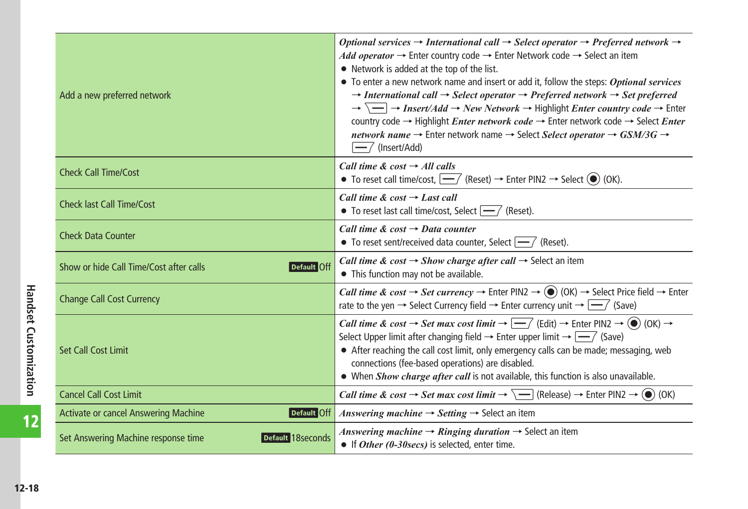| | |
|---|---|
| Add a new preferred network | ***Optional services*** → ***International call*** → ***Select operator*** → ***Preferred network*** → ***Add operator*** → Enter country code → Enter Network code → Select an item<br>● Network is added at the top of the list.<br>● To enter a new network name and insert or add it, follow the steps: ***Optional services*** → ***International call*** → ***Select operator*** → ***Preferred network*** → ***Set preferred*** → [—] → ***Insert/Add*** → ***New Network*** → Highlight ***Enter country code*** → Enter country code → Highlight ***Enter network code*** → Enter network code → Select ***Enter network name*** → Enter network name → Select ***Select operator*** → ***GSM/3G*** → [—] (Insert/Add) |
| Check Call Time/Cost | ***Call time & cost*** → ***All calls***<br>● To reset call time/cost, [—] (Reset) → Enter PIN2 → Select ● (OK). |
| Check last Call Time/Cost | ***Call time & cost*** → ***Last call***<br>● To reset last call time/cost, Select [—] (Reset). |
| Check Data Counter | ***Call time & cost*** → ***Data counter***<br>● To reset sent/received data counter, Select [—] (Reset). |
| Show or hide Call Time/Cost after calls Default Off | ***Call time & cost*** → ***Show charge after call*** → Select an item<br>● This function may not be available. |
| Change Call Cost Currency | ***Call time & cost*** → ***Set currency*** → Enter PIN2 → ● (OK) → Select Price field → Enter rate to the yen → Select Currency field → Enter currency unit → [—] (Save) |
| Set Call Cost Limit | ***Call time & cost*** → ***Set max cost limit*** → [—] (Edit) → Enter PIN2 → ● (OK) → Select Upper limit after changing field → Enter upper limit → [—] (Save)<br>● After reaching the call cost limit, only emergency calls can be made; messaging, web connections (fee-based operations) are disabled.<br>● When ***Show charge after call*** is not available, this function is also unavailable. |
| Cancel Call Cost Limit | ***Call time & cost*** → ***Set max cost limit*** → [—] (Release) → Enter PIN2 → ● (OK) |
| Activate or cancel Answering Machine Default Off | ***Answering machine*** → ***Setting*** → Select an item |
| Set Answering Machine response time Default 18seconds | ***Answering machine*** → ***Ringing duration*** → Select an item<br>● If ***Other (0-30secs)*** is selected, enter time. |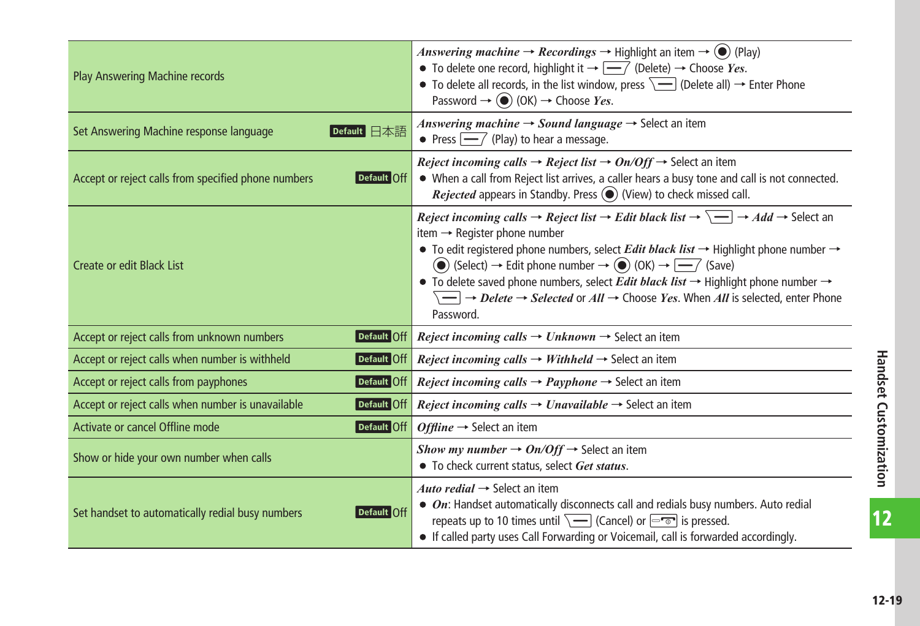| Function | Operation |
|---|---|
| Play Answering Machine records | *Answering machine* → *Recordings* → Highlight an item → ◉ (Play)<br>● To delete one record, highlight it → [softkey] (Delete) → Choose *Yes*.<br>● To delete all records, in the list window, press [softkey] (Delete all) → Enter Phone Password → ◉ (OK) → Choose *Yes*. |
| Set Answering Machine response language **Default** 日本語 | *Answering machine* → *Sound language* → Select an item<br>● Press [softkey] (Play) to hear a message. |
| Accept or reject calls from specified phone numbers **Default** Off | *Reject incoming calls* → *Reject list* → *On/Off* → Select an item<br>● When a call from Reject list arrives, a caller hears a busy tone and call is not connected. *Rejected* appears in Standby. Press ◉ (View) to check missed call. |
| Create or edit Black List | *Reject incoming calls* → *Reject list* → *Edit black list* → [softkey] → *Add* → Select an item → Register phone number<br>● To edit registered phone numbers, select *Edit black list* → Highlight phone number → ◉ (Select) → Edit phone number → ◉ (OK) → [softkey] (Save)<br>● To delete saved phone numbers, select *Edit black list* → Highlight phone number → [softkey] → *Delete* → *Selected* or *All* → Choose *Yes*. When *All* is selected, enter Phone Password. |
| Accept or reject calls from unknown numbers **Default** Off | *Reject incoming calls* → *Unknown* → Select an item |
| Accept or reject calls when number is withheld **Default** Off | *Reject incoming calls* → *Withheld* → Select an item |
| Accept or reject calls from payphones **Default** Off | *Reject incoming calls* → *Payphone* → Select an item |
| Accept or reject calls when number is unavailable **Default** Off | *Reject incoming calls* → *Unavailable* → Select an item |
| Activate or cancel Offline mode **Default** Off | *Offline* → Select an item |
| Show or hide your own number when calls | *Show my number* → *On/Off* → Select an item<br>● To check current status, select *Get status*. |
| Set handset to automatically redial busy numbers **Default** Off | *Auto redial* → Select an item<br>● *On*: Handset automatically disconnects call and redials busy numbers. Auto redial repeats up to 10 times until [softkey] (Cancel) or [key] is pressed.<br>● If called party uses Call Forwarding or Voicemail, call is forwarded accordingly. |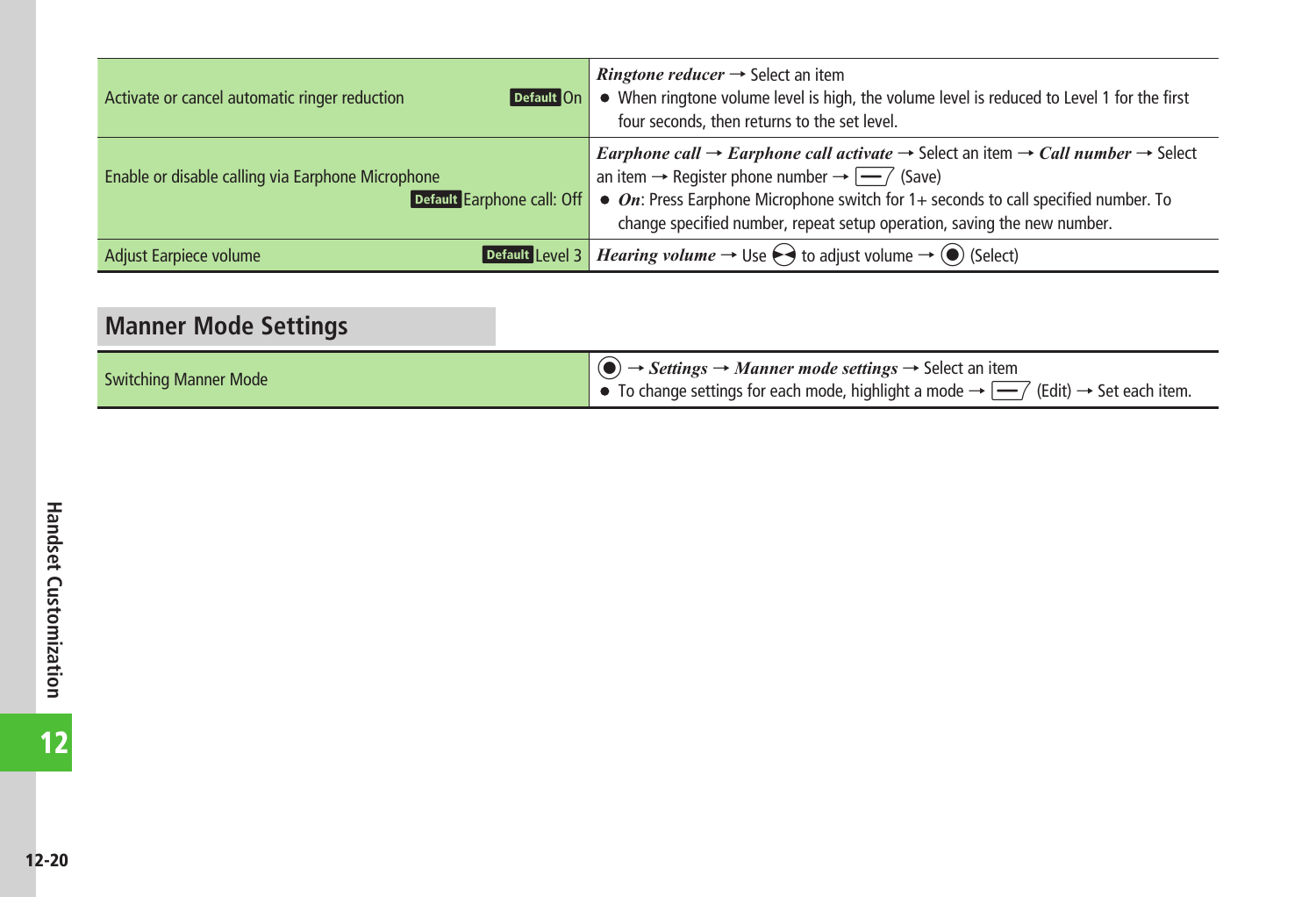| | |
|---|---|
| Activate or cancel automatic ringer reduction **Default** On | ***Ringtone reducer*** → Select an item<br>● When ringtone volume level is high, the volume level is reduced to Level 1 for the first four seconds, then returns to the set level. |
| Enable or disable calling via Earphone Microphone **Default** Earphone call: Off | ***Earphone call*** → ***Earphone call activate*** → Select an item → ***Call number*** → Select an item → Register phone number → (Save)<br>● ***On***: Press Earphone Microphone switch for 1+ seconds to call specified number. To change specified number, repeat setup operation, saving the new number. |
| Adjust Earpiece volume **Default** Level 3 | ***Hearing volume*** → Use to adjust volume → (Select) |

## Manner Mode Settings

| | |
|---|---|
| Switching Manner Mode | → ***Settings*** → ***Manner mode settings*** → Select an item<br>● To change settings for each mode, highlight a mode → (Edit) → Set each item. |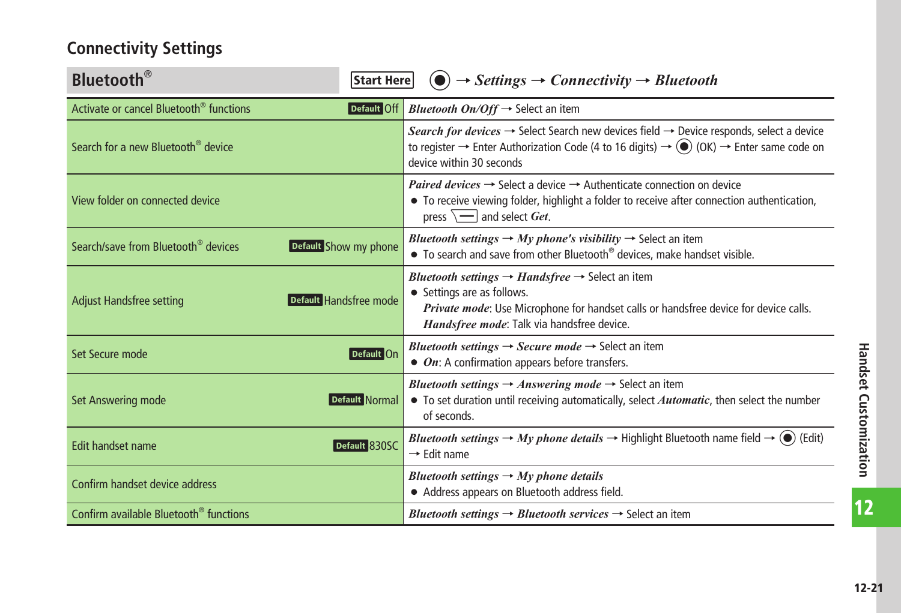## Connectivity Settings

### Bluetooth®

**Start Here** ● → *Settings* → *Connectivity* → *Bluetooth*

| Function | Operation |
| --- | --- |
| Activate or cancel Bluetooth® functions — Default: Off | *Bluetooth On/Off* → Select an item |
| Search for a new Bluetooth® device | *Search for devices* → Select Search new devices field → Device responds, select a device to register → Enter Authorization Code (4 to 16 digits) → ● (OK) → Enter same code on device within 30 seconds |
| View folder on connected device | *Paired devices* → Select a device → Authenticate connection on device<br>● To receive viewing folder, highlight a folder to receive after connection authentication, press [softkey] and select *Get*. |
| Search/save from Bluetooth® devices — Default: Show my phone | *Bluetooth settings* → *My phone's visibility* → Select an item<br>● To search and save from other Bluetooth® devices, make handset visible. |
| Adjust Handsfree setting — Default: Handsfree mode | *Bluetooth settings* → *Handsfree* → Select an item<br>● Settings are as follows.<br>*Private mode*: Use Microphone for handset calls or handsfree device for device calls.<br>*Handsfree mode*: Talk via handsfree device. |
| Set Secure mode — Default: On | *Bluetooth settings* → *Secure mode* → Select an item<br>● *On*: A confirmation appears before transfers. |
| Set Answering mode — Default: Normal | *Bluetooth settings* → *Answering mode* → Select an item<br>● To set duration until receiving automatically, select *Automatic*, then select the number of seconds. |
| Edit handset name — Default: 830SC | *Bluetooth settings* → *My phone details* → Highlight Bluetooth name field → ● (Edit) → Edit name |
| Confirm handset device address | *Bluetooth settings* → *My phone details*<br>● Address appears on Bluetooth address field. |
| Confirm available Bluetooth® functions | *Bluetooth settings* → *Bluetooth services* → Select an item |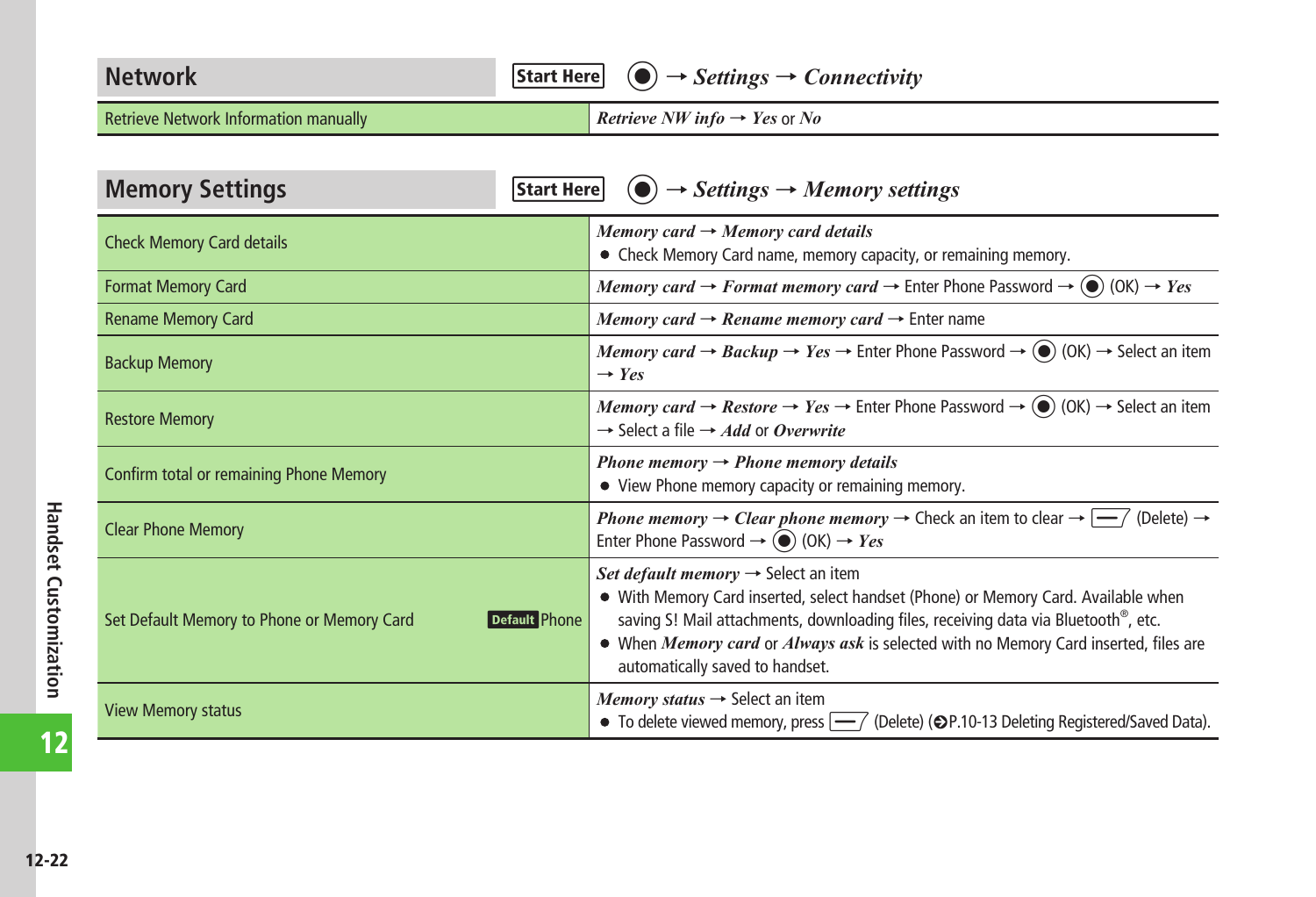## Network

Start Here ● → *Settings* → *Connectivity*

| | |
|---|---|
| Retrieve Network Information manually | *Retrieve NW info* → *Yes* or *No* |

## Memory Settings

Start Here ● → *Settings* → *Memory settings*

| | |
|---|---|
| Check Memory Card details | *Memory card* → *Memory card details*<br>● Check Memory Card name, memory capacity, or remaining memory. |
| Format Memory Card | *Memory card* → *Format memory card* → Enter Phone Password → ● (OK) → *Yes* |
| Rename Memory Card | *Memory card* → *Rename memory card* → Enter name |
| Backup Memory | *Memory card* → *Backup* → *Yes* → Enter Phone Password → ● (OK) → Select an item → *Yes* |
| Restore Memory | *Memory card* → *Restore* → *Yes* → Enter Phone Password → ● (OK) → Select an item → Select a file → *Add* or *Overwrite* |
| Confirm total or remaining Phone Memory | *Phone memory* → *Phone memory details*<br>● View Phone memory capacity or remaining memory. |
| Clear Phone Memory | *Phone memory* → *Clear phone memory* → Check an item to clear → (Delete) → Enter Phone Password → ● (OK) → *Yes* |
| Set Default Memory to Phone or Memory Card **Default** Phone | *Set default memory* → Select an item<br>● With Memory Card inserted, select handset (Phone) or Memory Card. Available when saving S! Mail attachments, downloading files, receiving data via Bluetooth®, etc.<br>● When *Memory card* or *Always ask* is selected with no Memory Card inserted, files are automatically saved to handset. |
| View Memory status | *Memory status* → Select an item<br>● To delete viewed memory, press (Delete) (➲P.10-13 Deleting Registered/Saved Data). |